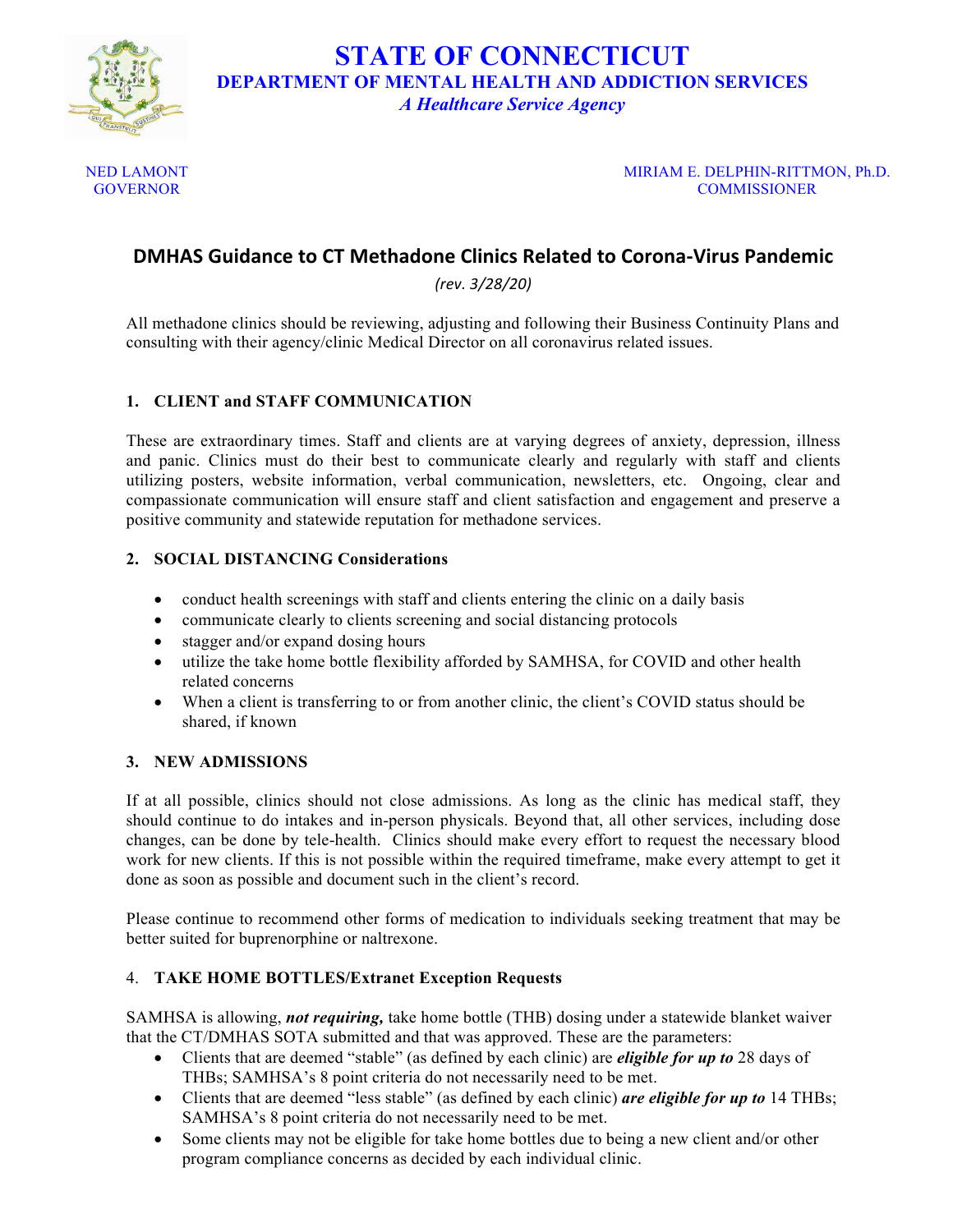# STATE OF CONNECTICUT

## DEPARTMENT OF MENTAL HEALTH AND ADDICTION SERVICES

*A Healthcare Service Agency*

NED LAMONT
GOVERNOR

MIRIAM E. DELPHIN-RITTMON, Ph.D.
COMMISSIONER

## DMHAS Guidance to CT Methadone Clinics Related to Corona-Virus Pandemic

*(rev. 3/28/20)*

All methadone clinics should be reviewing, adjusting and following their Business Continuity Plans and consulting with their agency/clinic Medical Director on all coronavirus related issues.

### 1. CLIENT and STAFF COMMUNICATION

These are extraordinary times. Staff and clients are at varying degrees of anxiety, depression, illness and panic. Clinics must do their best to communicate clearly and regularly with staff and clients utilizing posters, website information, verbal communication, newsletters, etc. Ongoing, clear and compassionate communication will ensure staff and client satisfaction and engagement and preserve a positive community and statewide reputation for methadone services.

### 2. SOCIAL DISTANCING Considerations

- conduct health screenings with staff and clients entering the clinic on a daily basis
- communicate clearly to clients screening and social distancing protocols
- stagger and/or expand dosing hours
- utilize the take home bottle flexibility afforded by SAMHSA, for COVID and other health related concerns
- When a client is transferring to or from another clinic, the client's COVID status should be shared, if known

### 3. NEW ADMISSIONS

If at all possible, clinics should not close admissions. As long as the clinic has medical staff, they should continue to do intakes and in-person physicals. Beyond that, all other services, including dose changes, can be done by tele-health. Clinics should make every effort to request the necessary blood work for new clients. If this is not possible within the required timeframe, make every attempt to get it done as soon as possible and document such in the client's record.

Please continue to recommend other forms of medication to individuals seeking treatment that may be better suited for buprenorphine or naltrexone.

### 4. TAKE HOME BOTTLES/Extranet Exception Requests

SAMHSA is allowing, ***not requiring,*** take home bottle (THB) dosing under a statewide blanket waiver that the CT/DMHAS SOTA submitted and that was approved. These are the parameters:

- Clients that are deemed "stable" (as defined by each clinic) are ***eligible for up to*** 28 days of THBs; SAMHSA's 8 point criteria do not necessarily need to be met.
- Clients that are deemed "less stable" (as defined by each clinic) ***are eligible for up to*** 14 THBs; SAMHSA's 8 point criteria do not necessarily need to be met.
- Some clients may not be eligible for take home bottles due to being a new client and/or other program compliance concerns as decided by each individual clinic.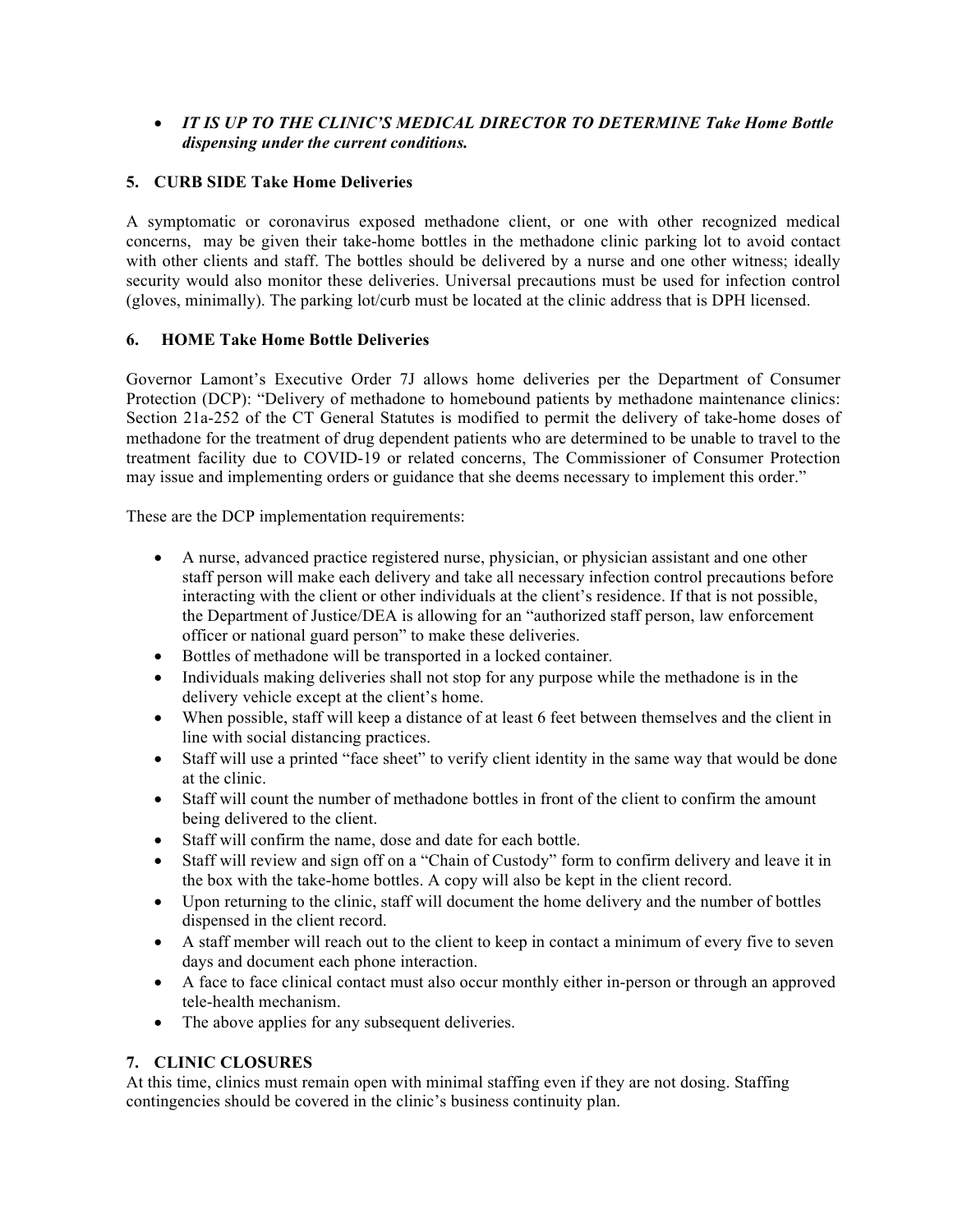- ***IT IS UP TO THE CLINIC'S MEDICAL DIRECTOR TO DETERMINE Take Home Bottle dispensing under the current conditions.***

## 5. CURB SIDE Take Home Deliveries

A symptomatic or coronavirus exposed methadone client, or one with other recognized medical concerns, may be given their take-home bottles in the methadone clinic parking lot to avoid contact with other clients and staff. The bottles should be delivered by a nurse and one other witness; ideally security would also monitor these deliveries. Universal precautions must be used for infection control (gloves, minimally). The parking lot/curb must be located at the clinic address that is DPH licensed.

## 6. HOME Take Home Bottle Deliveries

Governor Lamont's Executive Order 7J allows home deliveries per the Department of Consumer Protection (DCP): "Delivery of methadone to homebound patients by methadone maintenance clinics: Section 21a-252 of the CT General Statutes is modified to permit the delivery of take-home doses of methadone for the treatment of drug dependent patients who are determined to be unable to travel to the treatment facility due to COVID-19 or related concerns, The Commissioner of Consumer Protection may issue and implementing orders or guidance that she deems necessary to implement this order."

These are the DCP implementation requirements:

- A nurse, advanced practice registered nurse, physician, or physician assistant and one other staff person will make each delivery and take all necessary infection control precautions before interacting with the client or other individuals at the client's residence. If that is not possible, the Department of Justice/DEA is allowing for an "authorized staff person, law enforcement officer or national guard person" to make these deliveries.
- Bottles of methadone will be transported in a locked container.
- Individuals making deliveries shall not stop for any purpose while the methadone is in the delivery vehicle except at the client's home.
- When possible, staff will keep a distance of at least 6 feet between themselves and the client in line with social distancing practices.
- Staff will use a printed "face sheet" to verify client identity in the same way that would be done at the clinic.
- Staff will count the number of methadone bottles in front of the client to confirm the amount being delivered to the client.
- Staff will confirm the name, dose and date for each bottle.
- Staff will review and sign off on a "Chain of Custody" form to confirm delivery and leave it in the box with the take-home bottles. A copy will also be kept in the client record.
- Upon returning to the clinic, staff will document the home delivery and the number of bottles dispensed in the client record.
- A staff member will reach out to the client to keep in contact a minimum of every five to seven days and document each phone interaction.
- A face to face clinical contact must also occur monthly either in-person or through an approved tele-health mechanism.
- The above applies for any subsequent deliveries.

## 7. CLINIC CLOSURES

At this time, clinics must remain open with minimal staffing even if they are not dosing. Staffing contingencies should be covered in the clinic's business continuity plan.